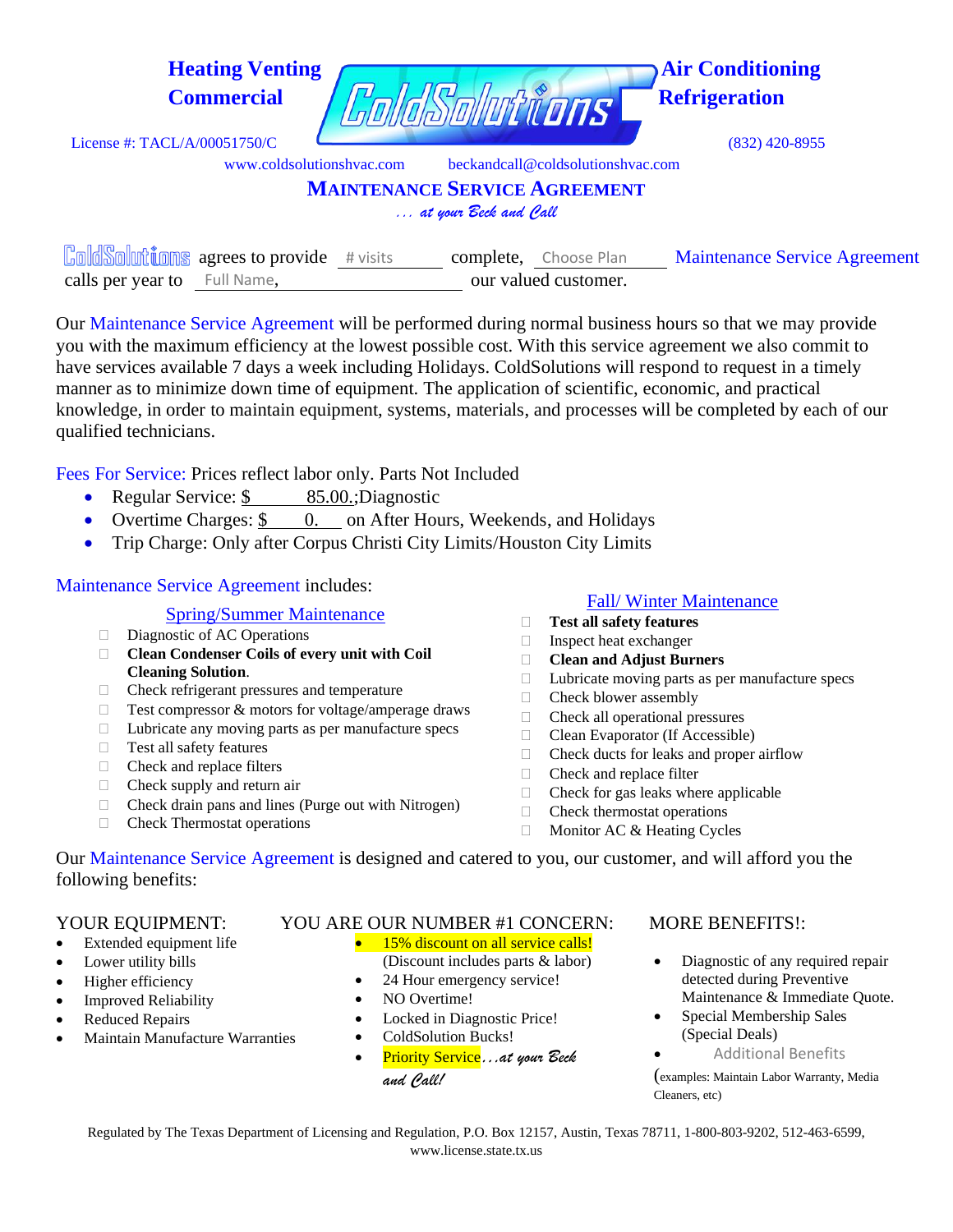**Heating Venting**
**Commercial**

ColdSolutions

**Air Conditioning**
**Refrigeration**

License #: TACL/A/00051750/C (832) 420-8955

www.coldsolutionshvac.com beckandcall@coldsolutionshvac.com

# MAINTENANCE SERVICE AGREEMENT

*. . . at your Beck and Call*

ColdSolutions agrees to provide # visits complete, Choose Plan Maintenance Service Agreement calls per year to Full Name, our valued customer.

Our Maintenance Service Agreement will be performed during normal business hours so that we may provide you with the maximum efficiency at the lowest possible cost. With this service agreement we also commit to have services available 7 days a week including Holidays. ColdSolutions will respond to request in a timely manner as to minimize down time of equipment. The application of scientific, economic, and practical knowledge, in order to maintain equipment, systems, materials, and processes will be completed by each of our qualified technicians.

Fees For Service: Prices reflect labor only. Parts Not Included

- Regular Service: $ 85.00.;Diagnostic
- Overtime Charges: $ 0. on After Hours, Weekends, and Holidays
- Trip Charge: Only after Corpus Christi City Limits/Houston City Limits

Maintenance Service Agreement includes:

## Spring/Summer Maintenance

- Diagnostic of AC Operations
- **Clean Condenser Coils of every unit with Coil Cleaning Solution**.
- Check refrigerant pressures and temperature
- Test compressor & motors for voltage/amperage draws
- Lubricate any moving parts as per manufacture specs
- Test all safety features
- Check and replace filters
- Check supply and return air
- Check drain pans and lines (Purge out with Nitrogen)
- Check Thermostat operations

## Fall/ Winter Maintenance

- **Test all safety features**
- Inspect heat exchanger
- **Clean and Adjust Burners**
- Lubricate moving parts as per manufacture specs
- Check blower assembly
- Check all operational pressures
- Clean Evaporator (If Accessible)
- Check ducts for leaks and proper airflow
- Check and replace filter
- Check for gas leaks where applicable
- Check thermostat operations
- Monitor AC & Heating Cycles

Our Maintenance Service Agreement is designed and catered to you, our customer, and will afford you the following benefits:

YOUR EQUIPMENT:

- Extended equipment life
- Lower utility bills
- Higher efficiency
- Improved Reliability
- Reduced Repairs
- Maintain Manufacture Warranties

YOU ARE OUR NUMBER #1 CONCERN:

- 15% discount on all service calls! (Discount includes parts & labor)
- 24 Hour emergency service!
- NO Overtime!
- Locked in Diagnostic Price!
- ColdSolution Bucks!
- Priority Service*...at your Beck and Call!*

MORE BENEFITS!:

- Diagnostic of any required repair detected during Preventive Maintenance & Immediate Quote.
- Special Membership Sales (Special Deals)
- Additional Benefits

(examples: Maintain Labor Warranty, Media Cleaners, etc)

Regulated by The Texas Department of Licensing and Regulation, P.O. Box 12157, Austin, Texas 78711, 1-800-803-9202, 512-463-6599, www.license.state.tx.us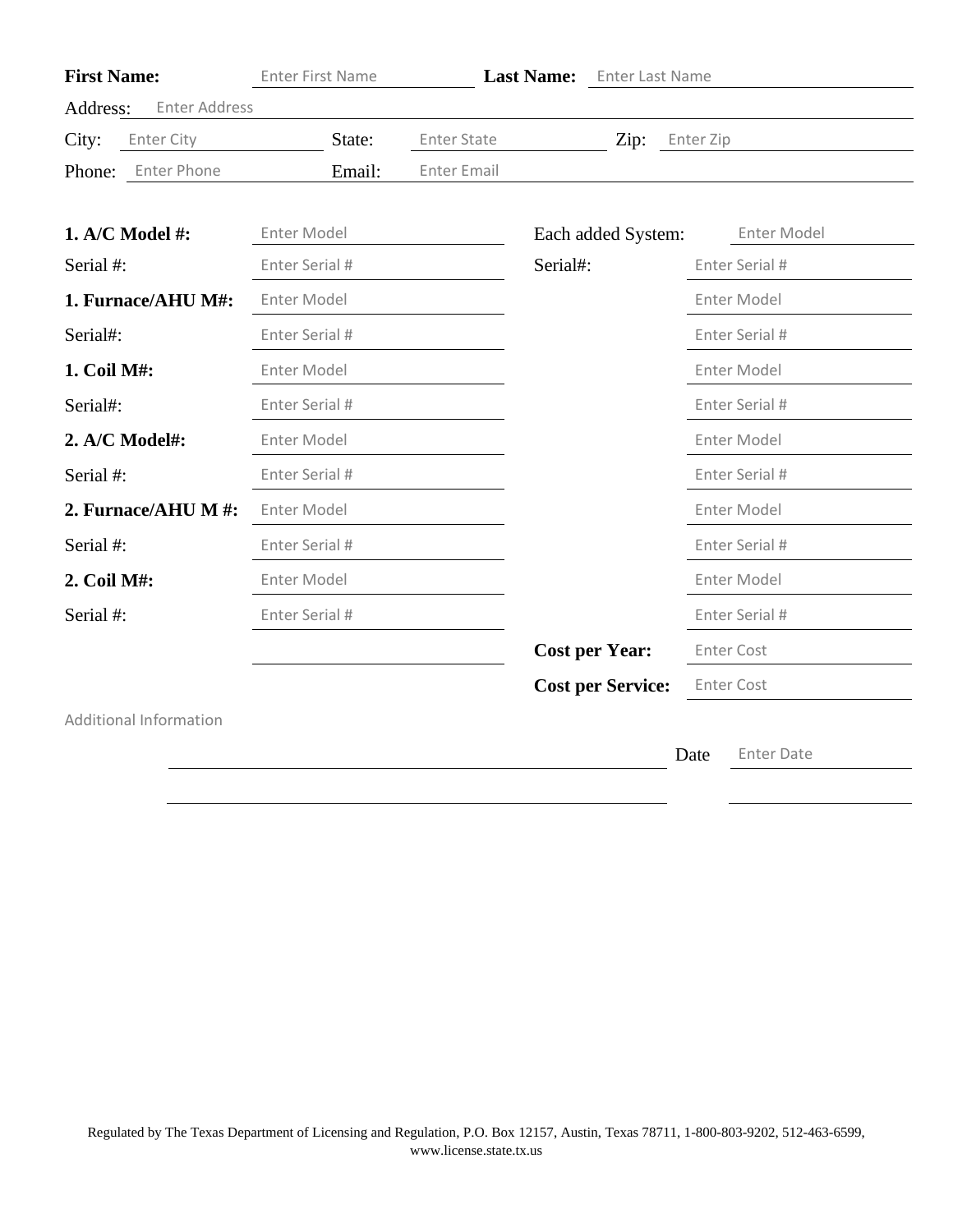**First Name:** Enter First Name **Last Name:** Enter Last Name

Address: Enter Address

City: Enter City State: Enter State Zip: Enter Zip

Phone: Enter Phone Email: Enter Email

| | | | |
|---|---|---|---|
| **1. A/C Model #:** | Enter Model | Each added System: | Enter Model |
| Serial #: | Enter Serial # | Serial#: | Enter Serial # |
| **1. Furnace/AHU M#:** | Enter Model | | Enter Model |
| Serial#: | Enter Serial # | | Enter Serial # |
| **1. Coil M#:** | Enter Model | | Enter Model |
| Serial#: | Enter Serial # | | Enter Serial # |
| **2. A/C Model#:** | Enter Model | | Enter Model |
| Serial #: | Enter Serial # | | Enter Serial # |
| **2. Furnace/AHU M #:** | Enter Model | | Enter Model |
| Serial #: | Enter Serial # | | Enter Serial # |
| **2. Coil M#:** | Enter Model | | Enter Model |
| Serial #: | Enter Serial # | | Enter Serial # |
| | | **Cost per Year:** | Enter Cost |
| | | **Cost per Service:** | Enter Cost |

Additional Information

Date Enter Date

Regulated by The Texas Department of Licensing and Regulation, P.O. Box 12157, Austin, Texas 78711, 1-800-803-9202, 512-463-6599, www.license.state.tx.us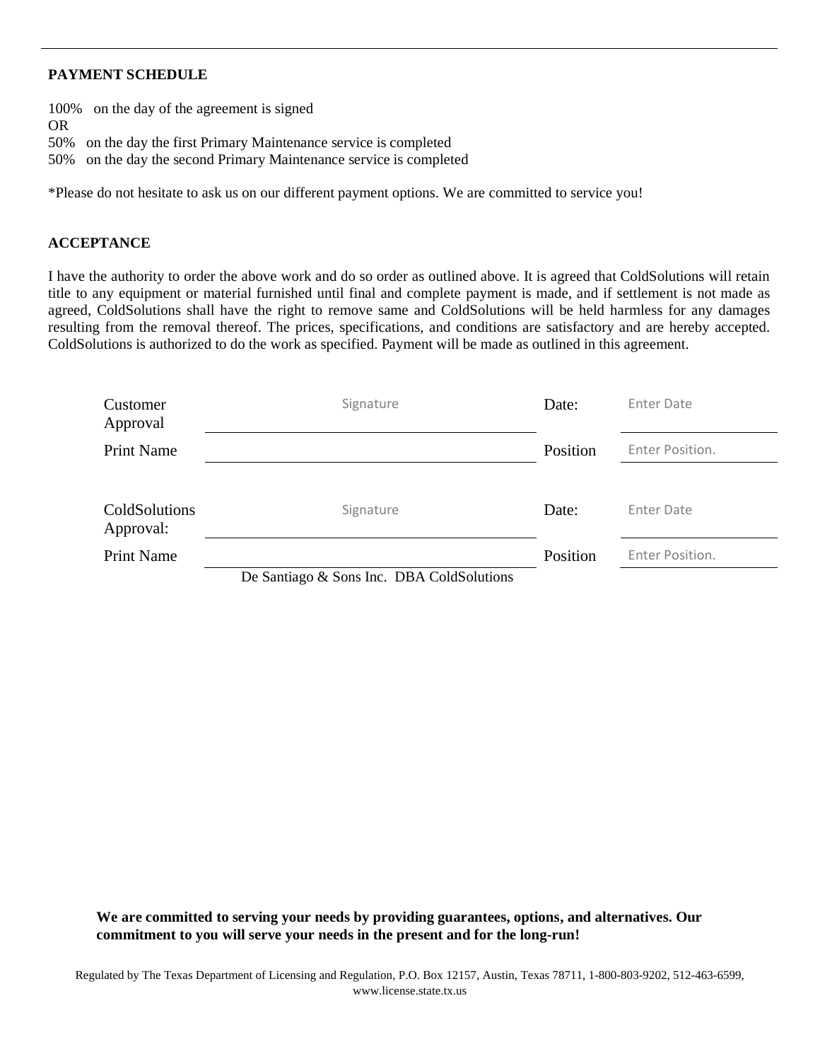## PAYMENT SCHEDULE

100% on the day of the agreement is signed
OR
50% on the day the first Primary Maintenance service is completed
50% on the day the second Primary Maintenance service is completed

*Please do not hesitate to ask us on our different payment options. We are committed to service you!

## ACCEPTANCE

I have the authority to order the above work and do so order as outlined above. It is agreed that ColdSolutions will retain title to any equipment or material furnished until final and complete payment is made, and if settlement is not made as agreed, ColdSolutions shall have the right to remove same and ColdSolutions will be held harmless for any damages resulting from the removal thereof. The prices, specifications, and conditions are satisfactory and are hereby accepted. ColdSolutions is authorized to do the work as specified. Payment will be made as outlined in this agreement.

| | | | |
|---|---|---|---|
| Customer Approval | Signature | Date: | Enter Date |
| Print Name | | Position | Enter Position. |
| ColdSolutions Approval: | Signature | Date: | Enter Date |
| Print Name | De Santiago & Sons Inc. DBA ColdSolutions | Position | Enter Position. |

**We are committed to serving your needs by providing guarantees, options, and alternatives. Our commitment to you will serve your needs in the present and for the long-run!**

Regulated by The Texas Department of Licensing and Regulation, P.O. Box 12157, Austin, Texas 78711, 1-800-803-9202, 512-463-6599, www.license.state.tx.us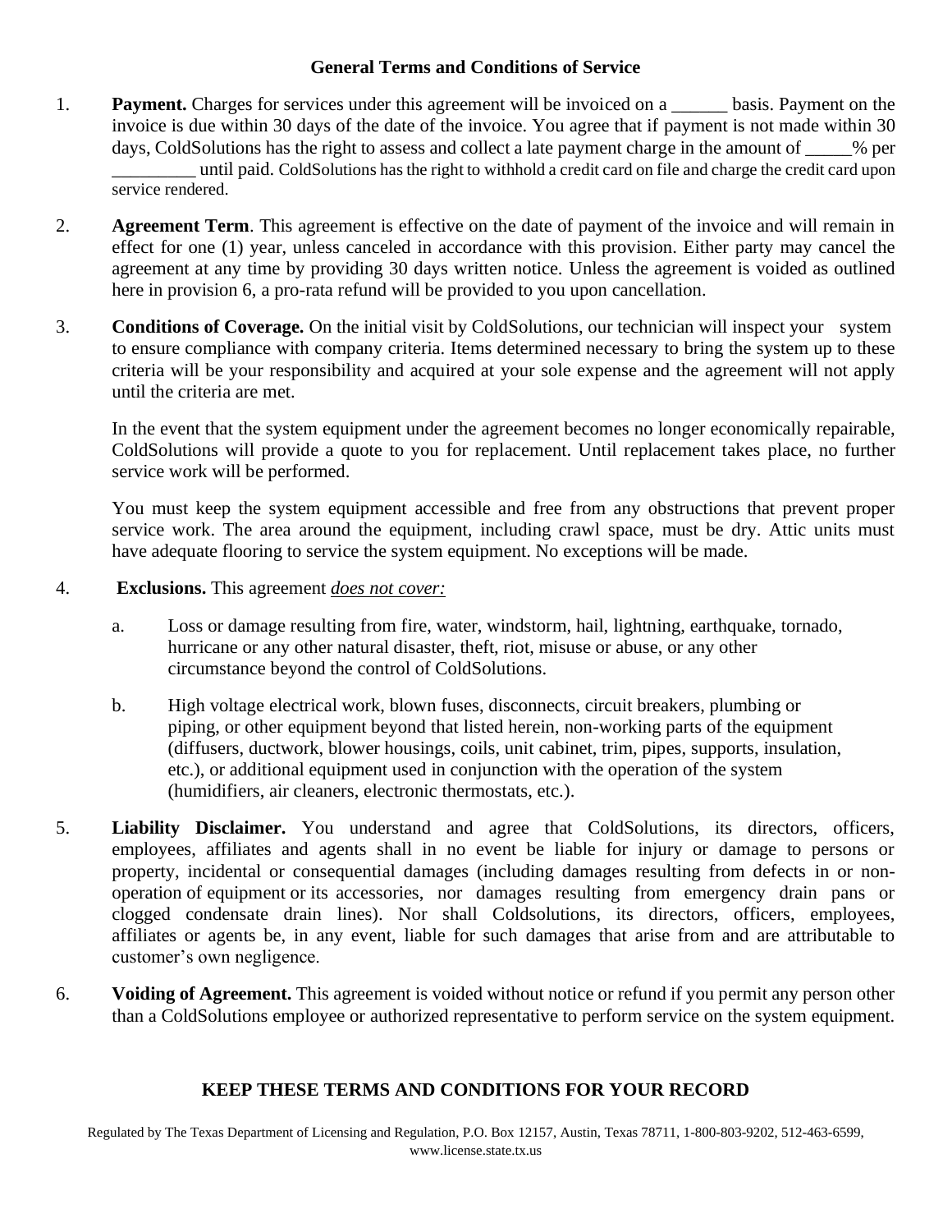**General Terms and Conditions of Service**

1. **Payment.** Charges for services under this agreement will be invoiced on a ______ basis. Payment on the invoice is due within 30 days of the date of the invoice. You agree that if payment is not made within 30 days, ColdSolutions has the right to assess and collect a late payment charge in the amount of _____% per _________ until paid. ColdSolutions has the right to withhold a credit card on file and charge the credit card upon service rendered.

2. **Agreement Term**. This agreement is effective on the date of payment of the invoice and will remain in effect for one (1) year, unless canceled in accordance with this provision. Either party may cancel the agreement at any time by providing 30 days written notice. Unless the agreement is voided as outlined here in provision 6, a pro-rata refund will be provided to you upon cancellation.

3. **Conditions of Coverage.** On the initial visit by ColdSolutions, our technician will inspect your system to ensure compliance with company criteria. Items determined necessary to bring the system up to these criteria will be your responsibility and acquired at your sole expense and the agreement will not apply until the criteria are met.

   In the event that the system equipment under the agreement becomes no longer economically repairable, ColdSolutions will provide a quote to you for replacement. Until replacement takes place, no further service work will be performed.

   You must keep the system equipment accessible and free from any obstructions that prevent proper service work. The area around the equipment, including crawl space, must be dry. Attic units must have adequate flooring to service the system equipment. No exceptions will be made.

4. **Exclusions.** This agreement *<u>does not cover:</u>*

   a. Loss or damage resulting from fire, water, windstorm, hail, lightning, earthquake, tornado, hurricane or any other natural disaster, theft, riot, misuse or abuse, or any other circumstance beyond the control of ColdSolutions.

   b. High voltage electrical work, blown fuses, disconnects, circuit breakers, plumbing or piping, or other equipment beyond that listed herein, non-working parts of the equipment (diffusers, ductwork, blower housings, coils, unit cabinet, trim, pipes, supports, insulation, etc.), or additional equipment used in conjunction with the operation of the system (humidifiers, air cleaners, electronic thermostats, etc.).

5. **Liability Disclaimer.** You understand and agree that ColdSolutions, its directors, officers, employees, affiliates and agents shall in no event be liable for injury or damage to persons or property, incidental or consequential damages (including damages resulting from defects in or non-operation of equipment or its accessories, nor damages resulting from emergency drain pans or clogged condensate drain lines). Nor shall Coldsolutions, its directors, officers, employees, affiliates or agents be, in any event, liable for such damages that arise from and are attributable to customer's own negligence.

6. **Voiding of Agreement.** This agreement is voided without notice or refund if you permit any person other than a ColdSolutions employee or authorized representative to perform service on the system equipment.

**KEEP THESE TERMS AND CONDITIONS FOR YOUR RECORD**

Regulated by The Texas Department of Licensing and Regulation, P.O. Box 12157, Austin, Texas 78711, 1-800-803-9202, 512-463-6599, www.license.state.tx.us